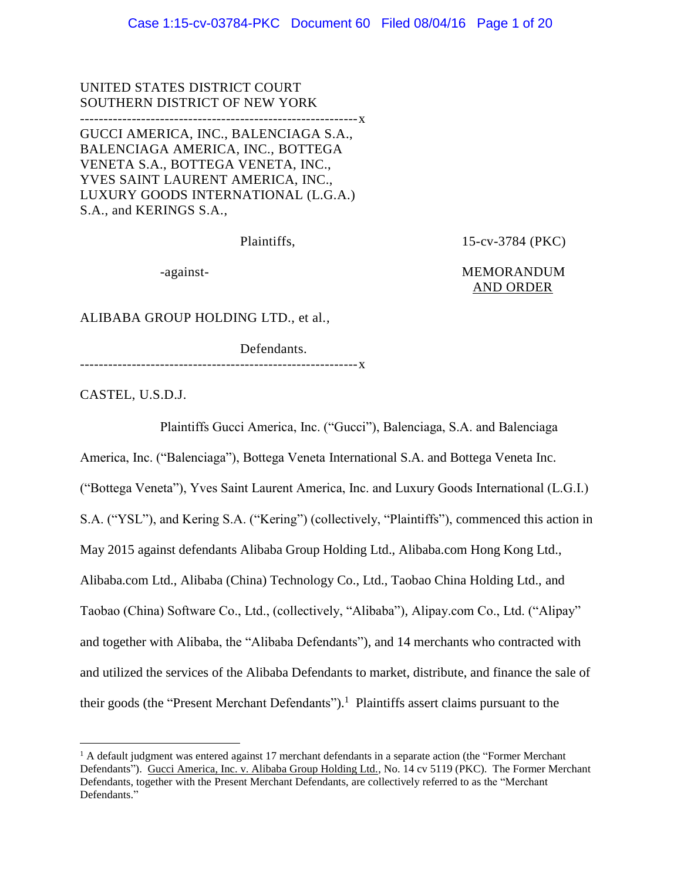UNITED STATES DISTRICT COURT
SOUTHERN DISTRICT OF NEW YORK

-----------------------------------------------------------x

GUCCI AMERICA, INC., BALENCIAGA S.A., BALENCIAGA AMERICA, INC., BOTTEGA VENETA S.A., BOTTEGA VENETA, INC., YVES SAINT LAURENT AMERICA, INC., LUXURY GOODS INTERNATIONAL (L.G.A.) S.A., and KERINGS S.A.,

Plaintiffs,

15-cv-3784 (PKC)

-against-

MEMORANDUM AND ORDER

ALIBABA GROUP HOLDING LTD., et al.,

Defendants.

-----------------------------------------------------------x

CASTEL, U.S.D.J.

Plaintiffs Gucci America, Inc. ("Gucci"), Balenciaga, S.A. and Balenciaga America, Inc. ("Balenciaga"), Bottega Veneta International S.A. and Bottega Veneta Inc. ("Bottega Veneta"), Yves Saint Laurent America, Inc. and Luxury Goods International (L.G.I.) S.A. ("YSL"), and Kering S.A. ("Kering") (collectively, "Plaintiffs"), commenced this action in May 2015 against defendants Alibaba Group Holding Ltd., Alibaba.com Hong Kong Ltd., Alibaba.com Ltd., Alibaba (China) Technology Co., Ltd., Taobao China Holding Ltd., and Taobao (China) Software Co., Ltd., (collectively, "Alibaba"), Alipay.com Co., Ltd. ("Alipay" and together with Alibaba, the "Alibaba Defendants"), and 14 merchants who contracted with and utilized the services of the Alibaba Defendants to market, distribute, and finance the sale of their goods (the "Present Merchant Defendants").[1] Plaintiffs assert claims pursuant to the

[1] A default judgment was entered against 17 merchant defendants in a separate action (the "Former Merchant Defendants"). Gucci America, Inc. v. Alibaba Group Holding Ltd., No. 14 cv 5119 (PKC). The Former Merchant Defendants, together with the Present Merchant Defendants, are collectively referred to as the "Merchant Defendants."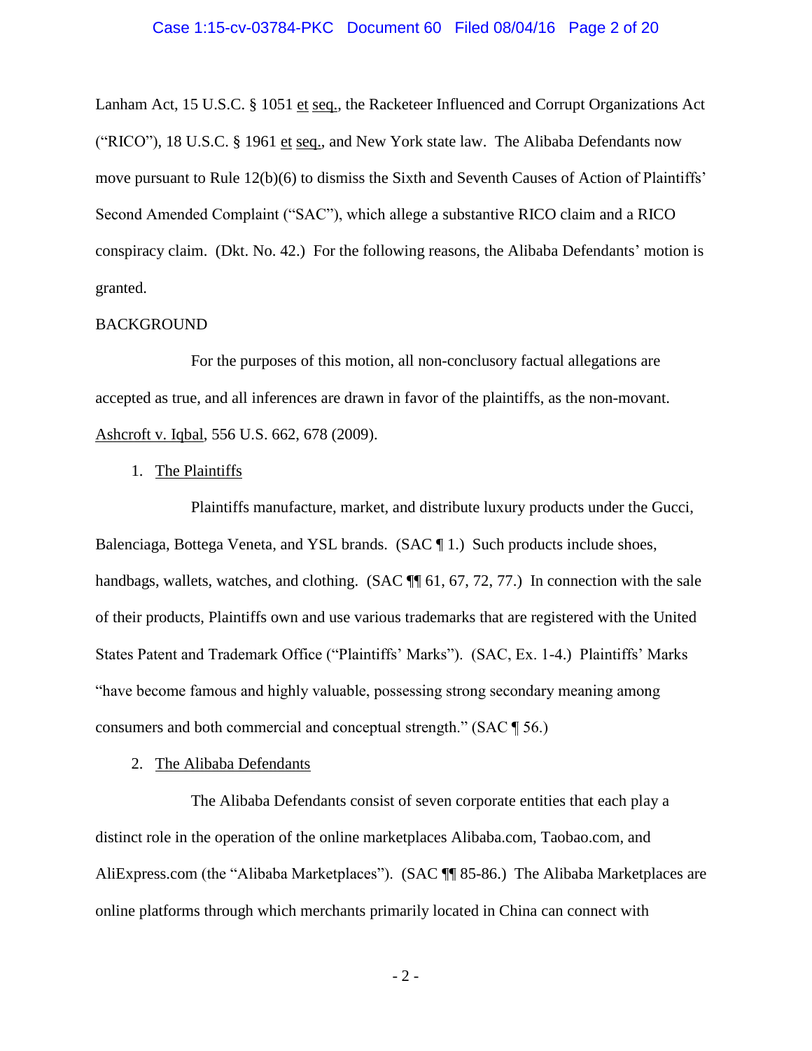Lanham Act, 15 U.S.C. § 1051 et seq., the Racketeer Influenced and Corrupt Organizations Act ("RICO"), 18 U.S.C. § 1961 et seq., and New York state law. The Alibaba Defendants now move pursuant to Rule 12(b)(6) to dismiss the Sixth and Seventh Causes of Action of Plaintiffs' Second Amended Complaint ("SAC"), which allege a substantive RICO claim and a RICO conspiracy claim. (Dkt. No. 42.) For the following reasons, the Alibaba Defendants' motion is granted.

BACKGROUND

For the purposes of this motion, all non-conclusory factual allegations are accepted as true, and all inferences are drawn in favor of the plaintiffs, as the non-movant. Ashcroft v. Iqbal, 556 U.S. 662, 678 (2009).

1. The Plaintiffs

Plaintiffs manufacture, market, and distribute luxury products under the Gucci, Balenciaga, Bottega Veneta, and YSL brands. (SAC ¶ 1.) Such products include shoes, handbags, wallets, watches, and clothing. (SAC ¶¶ 61, 67, 72, 77.) In connection with the sale of their products, Plaintiffs own and use various trademarks that are registered with the United States Patent and Trademark Office ("Plaintiffs' Marks"). (SAC, Ex. 1-4.) Plaintiffs' Marks "have become famous and highly valuable, possessing strong secondary meaning among consumers and both commercial and conceptual strength." (SAC ¶ 56.)

2. The Alibaba Defendants

The Alibaba Defendants consist of seven corporate entities that each play a distinct role in the operation of the online marketplaces Alibaba.com, Taobao.com, and AliExpress.com (the "Alibaba Marketplaces"). (SAC ¶¶ 85-86.) The Alibaba Marketplaces are online platforms through which merchants primarily located in China can connect with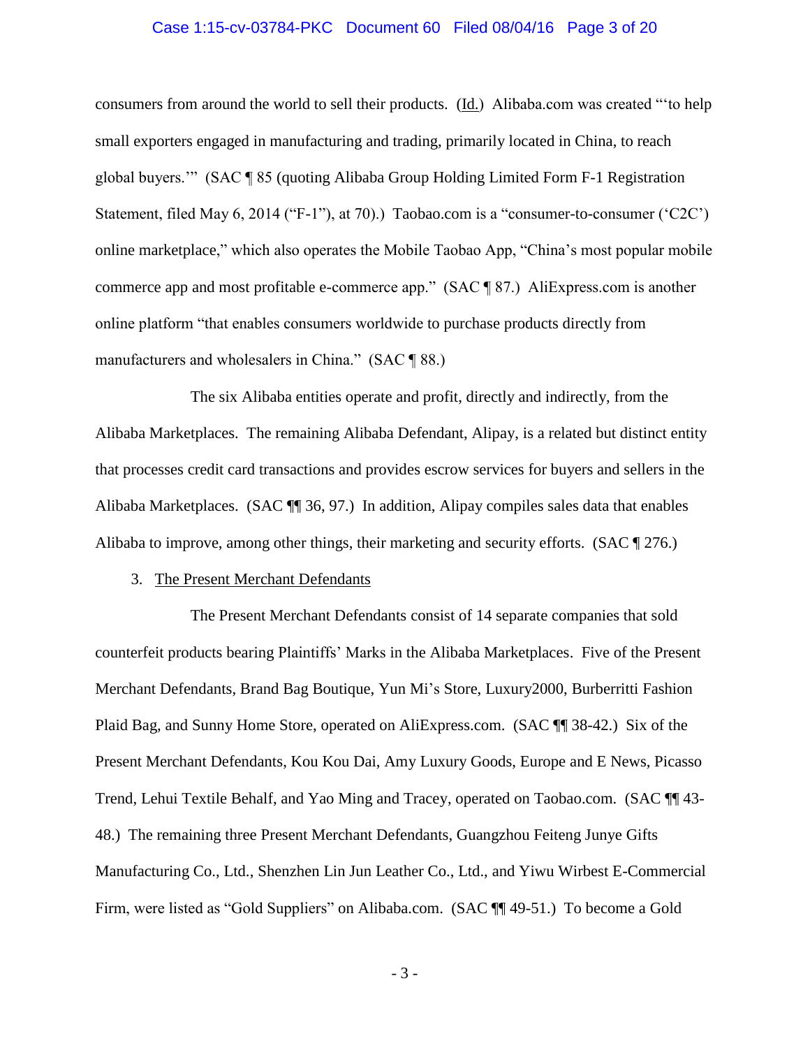consumers from around the world to sell their products. (Id.) Alibaba.com was created "'to help small exporters engaged in manufacturing and trading, primarily located in China, to reach global buyers.'" (SAC ¶ 85 (quoting Alibaba Group Holding Limited Form F-1 Registration Statement, filed May 6, 2014 ("F-1"), at 70).) Taobao.com is a "consumer-to-consumer ('C2C') online marketplace," which also operates the Mobile Taobao App, "China's most popular mobile commerce app and most profitable e-commerce app." (SAC ¶ 87.) AliExpress.com is another online platform "that enables consumers worldwide to purchase products directly from manufacturers and wholesalers in China." (SAC ¶ 88.)

The six Alibaba entities operate and profit, directly and indirectly, from the Alibaba Marketplaces. The remaining Alibaba Defendant, Alipay, is a related but distinct entity that processes credit card transactions and provides escrow services for buyers and sellers in the Alibaba Marketplaces. (SAC ¶¶ 36, 97.) In addition, Alipay compiles sales data that enables Alibaba to improve, among other things, their marketing and security efforts. (SAC ¶ 276.)

3. The Present Merchant Defendants

The Present Merchant Defendants consist of 14 separate companies that sold counterfeit products bearing Plaintiffs' Marks in the Alibaba Marketplaces. Five of the Present Merchant Defendants, Brand Bag Boutique, Yun Mi's Store, Luxury2000, Burberritti Fashion Plaid Bag, and Sunny Home Store, operated on AliExpress.com. (SAC ¶¶ 38-42.) Six of the Present Merchant Defendants, Kou Kou Dai, Amy Luxury Goods, Europe and E News, Picasso Trend, Lehui Textile Behalf, and Yao Ming and Tracey, operated on Taobao.com. (SAC ¶¶ 43-48.) The remaining three Present Merchant Defendants, Guangzhou Feiteng Junye Gifts Manufacturing Co., Ltd., Shenzhen Lin Jun Leather Co., Ltd., and Yiwu Wirbest E-Commercial Firm, were listed as "Gold Suppliers" on Alibaba.com. (SAC ¶¶ 49-51.) To become a Gold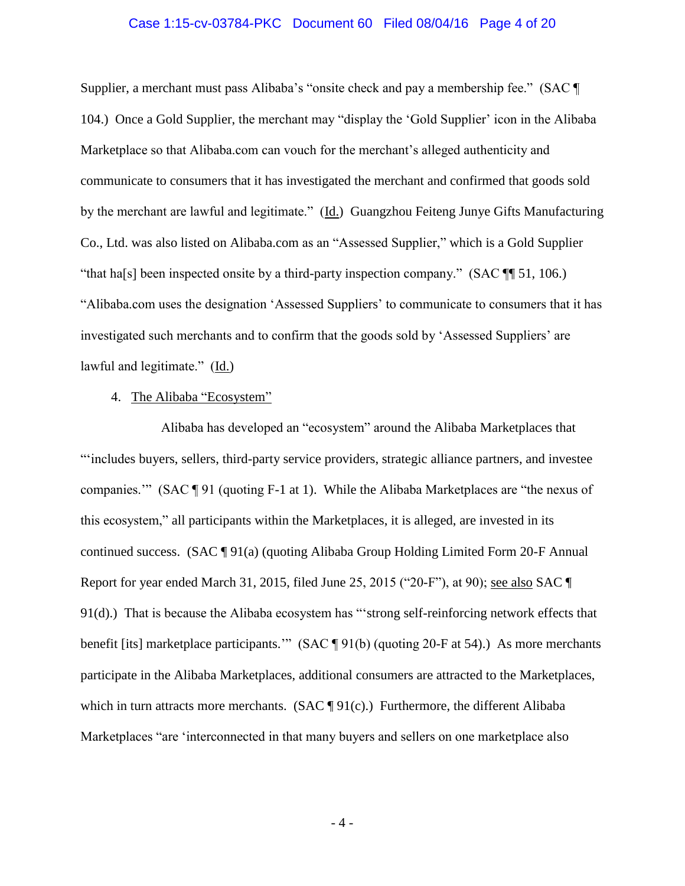Supplier, a merchant must pass Alibaba's "onsite check and pay a membership fee." (SAC ¶ 104.) Once a Gold Supplier, the merchant may "display the 'Gold Supplier' icon in the Alibaba Marketplace so that Alibaba.com can vouch for the merchant's alleged authenticity and communicate to consumers that it has investigated the merchant and confirmed that goods sold by the merchant are lawful and legitimate." (Id.) Guangzhou Feiteng Junye Gifts Manufacturing Co., Ltd. was also listed on Alibaba.com as an "Assessed Supplier," which is a Gold Supplier "that ha[s] been inspected onsite by a third-party inspection company." (SAC ¶¶ 51, 106.) "Alibaba.com uses the designation 'Assessed Suppliers' to communicate to consumers that it has investigated such merchants and to confirm that the goods sold by 'Assessed Suppliers' are lawful and legitimate." (Id.)

4. The Alibaba "Ecosystem"

Alibaba has developed an "ecosystem" around the Alibaba Marketplaces that "'includes buyers, sellers, third-party service providers, strategic alliance partners, and investee companies.'" (SAC ¶ 91 (quoting F-1 at 1). While the Alibaba Marketplaces are "the nexus of this ecosystem," all participants within the Marketplaces, it is alleged, are invested in its continued success. (SAC ¶ 91(a) (quoting Alibaba Group Holding Limited Form 20-F Annual Report for year ended March 31, 2015, filed June 25, 2015 ("20-F"), at 90); see also SAC ¶ 91(d).) That is because the Alibaba ecosystem has "'strong self-reinforcing network effects that benefit [its] marketplace participants.'" (SAC ¶ 91(b) (quoting 20-F at 54).) As more merchants participate in the Alibaba Marketplaces, additional consumers are attracted to the Marketplaces, which in turn attracts more merchants. (SAC ¶ 91(c).) Furthermore, the different Alibaba Marketplaces "are 'interconnected in that many buyers and sellers on one marketplace also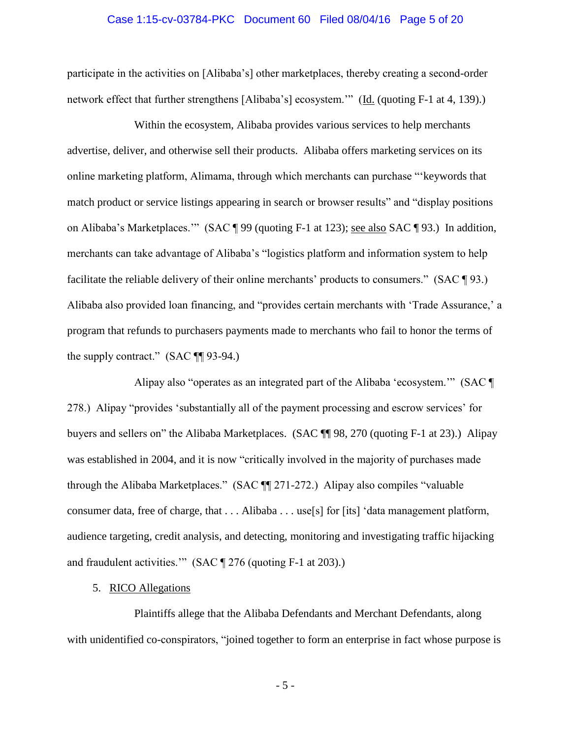participate in the activities on [Alibaba's] other marketplaces, thereby creating a second-order network effect that further strengthens [Alibaba's] ecosystem.'" (Id. (quoting F-1 at 4, 139).)

Within the ecosystem, Alibaba provides various services to help merchants advertise, deliver, and otherwise sell their products. Alibaba offers marketing services on its online marketing platform, Alimama, through which merchants can purchase "'keywords that match product or service listings appearing in search or browser results" and "display positions on Alibaba's Marketplaces.'" (SAC ¶ 99 (quoting F-1 at 123); see also SAC ¶ 93.) In addition, merchants can take advantage of Alibaba's "logistics platform and information system to help facilitate the reliable delivery of their online merchants' products to consumers." (SAC ¶ 93.) Alibaba also provided loan financing, and "provides certain merchants with 'Trade Assurance,' a program that refunds to purchasers payments made to merchants who fail to honor the terms of the supply contract." (SAC ¶¶ 93-94.)

Alipay also "operates as an integrated part of the Alibaba 'ecosystem.'" (SAC ¶ 278.) Alipay "provides 'substantially all of the payment processing and escrow services' for buyers and sellers on" the Alibaba Marketplaces. (SAC ¶¶ 98, 270 (quoting F-1 at 23).) Alipay was established in 2004, and it is now "critically involved in the majority of purchases made through the Alibaba Marketplaces." (SAC ¶¶ 271-272.) Alipay also compiles "valuable consumer data, free of charge, that . . . Alibaba . . . use[s] for [its] 'data management platform, audience targeting, credit analysis, and detecting, monitoring and investigating traffic hijacking and fraudulent activities.'" (SAC ¶ 276 (quoting F-1 at 203).)

5. RICO Allegations

Plaintiffs allege that the Alibaba Defendants and Merchant Defendants, along with unidentified co-conspirators, "joined together to form an enterprise in fact whose purpose is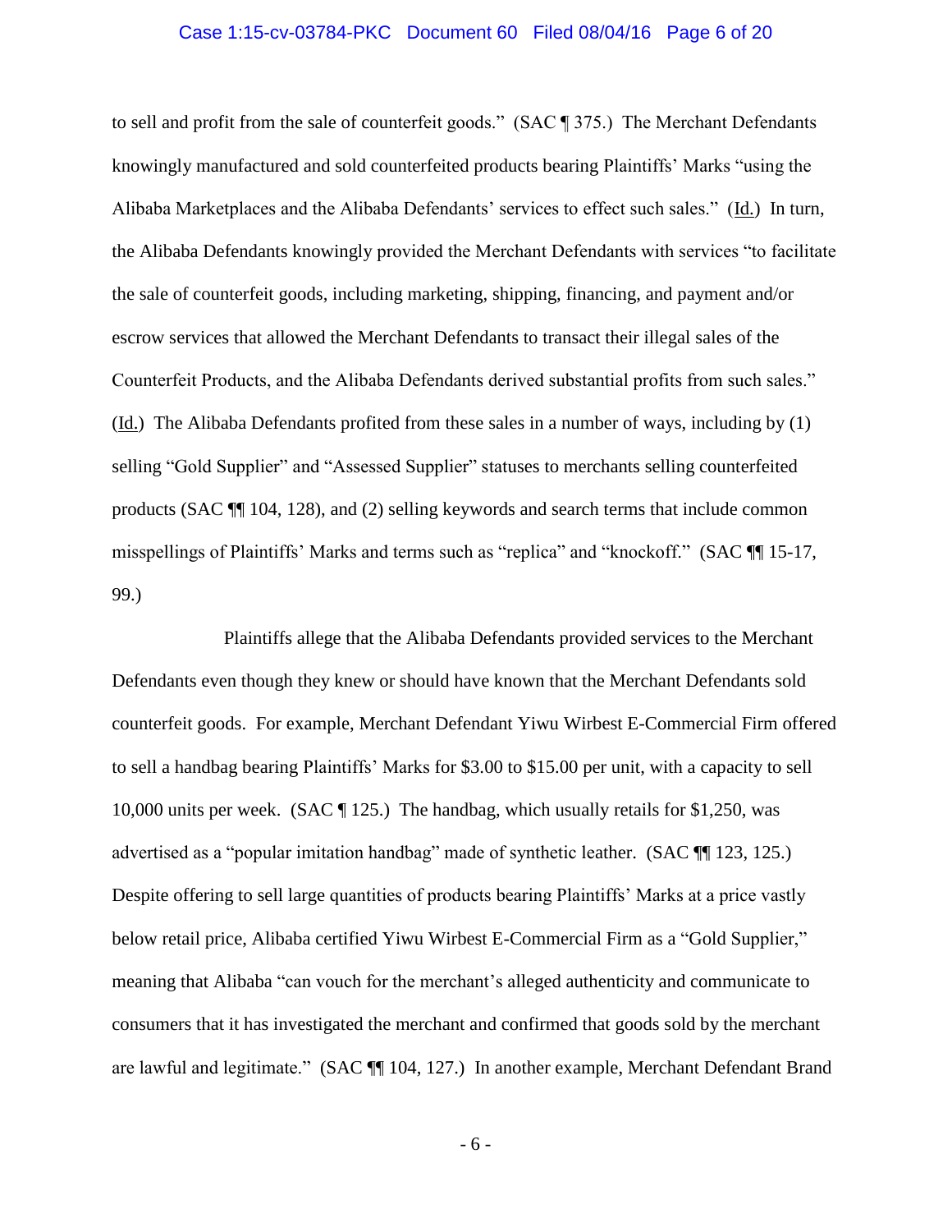to sell and profit from the sale of counterfeit goods." (SAC ¶ 375.) The Merchant Defendants knowingly manufactured and sold counterfeited products bearing Plaintiffs' Marks "using the Alibaba Marketplaces and the Alibaba Defendants' services to effect such sales." (Id.) In turn, the Alibaba Defendants knowingly provided the Merchant Defendants with services "to facilitate the sale of counterfeit goods, including marketing, shipping, financing, and payment and/or escrow services that allowed the Merchant Defendants to transact their illegal sales of the Counterfeit Products, and the Alibaba Defendants derived substantial profits from such sales." (Id.) The Alibaba Defendants profited from these sales in a number of ways, including by (1) selling "Gold Supplier" and "Assessed Supplier" statuses to merchants selling counterfeited products (SAC ¶¶ 104, 128), and (2) selling keywords and search terms that include common misspellings of Plaintiffs' Marks and terms such as "replica" and "knockoff." (SAC ¶¶ 15-17, 99.)

Plaintiffs allege that the Alibaba Defendants provided services to the Merchant Defendants even though they knew or should have known that the Merchant Defendants sold counterfeit goods. For example, Merchant Defendant Yiwu Wirbest E-Commercial Firm offered to sell a handbag bearing Plaintiffs' Marks for $3.00 to $15.00 per unit, with a capacity to sell 10,000 units per week. (SAC ¶ 125.) The handbag, which usually retails for $1,250, was advertised as a "popular imitation handbag" made of synthetic leather. (SAC ¶¶ 123, 125.) Despite offering to sell large quantities of products bearing Plaintiffs' Marks at a price vastly below retail price, Alibaba certified Yiwu Wirbest E-Commercial Firm as a "Gold Supplier," meaning that Alibaba "can vouch for the merchant's alleged authenticity and communicate to consumers that it has investigated the merchant and confirmed that goods sold by the merchant are lawful and legitimate." (SAC ¶¶ 104, 127.) In another example, Merchant Defendant Brand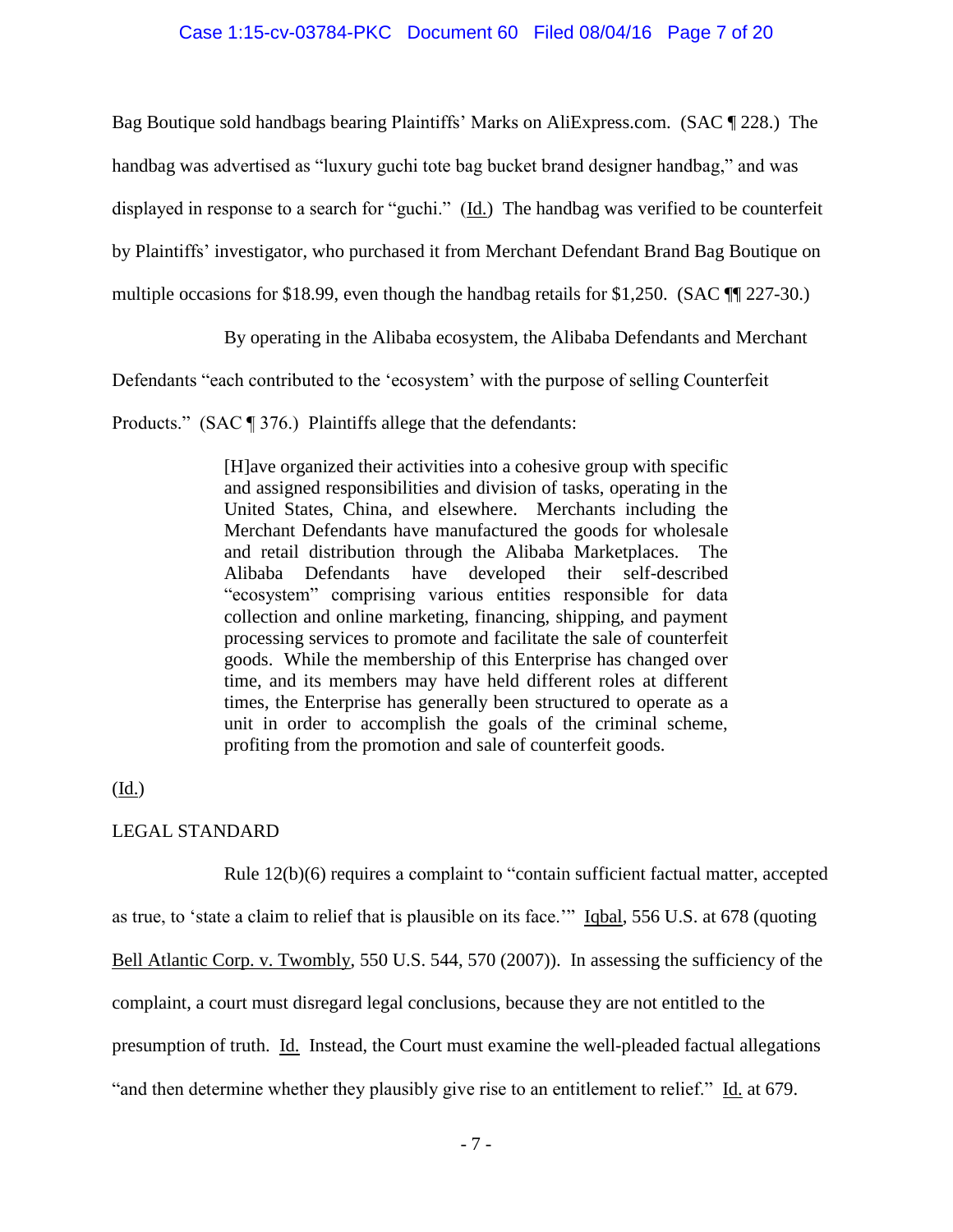Bag Boutique sold handbags bearing Plaintiffs' Marks on AliExpress.com. (SAC ¶ 228.) The handbag was advertised as "luxury guchi tote bag bucket brand designer handbag," and was displayed in response to a search for "guchi." (Id.) The handbag was verified to be counterfeit by Plaintiffs' investigator, who purchased it from Merchant Defendant Brand Bag Boutique on multiple occasions for $18.99, even though the handbag retails for $1,250. (SAC ¶¶ 227-30.)

By operating in the Alibaba ecosystem, the Alibaba Defendants and Merchant Defendants "each contributed to the 'ecosystem' with the purpose of selling Counterfeit Products." (SAC ¶ 376.) Plaintiffs allege that the defendants:

> [H]ave organized their activities into a cohesive group with specific and assigned responsibilities and division of tasks, operating in the United States, China, and elsewhere. Merchants including the Merchant Defendants have manufactured the goods for wholesale and retail distribution through the Alibaba Marketplaces. The Alibaba Defendants have developed their self-described "ecosystem" comprising various entities responsible for data collection and online marketing, financing, shipping, and payment processing services to promote and facilitate the sale of counterfeit goods. While the membership of this Enterprise has changed over time, and its members may have held different roles at different times, the Enterprise has generally been structured to operate as a unit in order to accomplish the goals of the criminal scheme, profiting from the promotion and sale of counterfeit goods.

(Id.)

## LEGAL STANDARD

Rule 12(b)(6) requires a complaint to "contain sufficient factual matter, accepted as true, to 'state a claim to relief that is plausible on its face.'" Iqbal, 556 U.S. at 678 (quoting Bell Atlantic Corp. v. Twombly, 550 U.S. 544, 570 (2007)). In assessing the sufficiency of the complaint, a court must disregard legal conclusions, because they are not entitled to the presumption of truth. Id. Instead, the Court must examine the well-pleaded factual allegations "and then determine whether they plausibly give rise to an entitlement to relief." Id. at 679.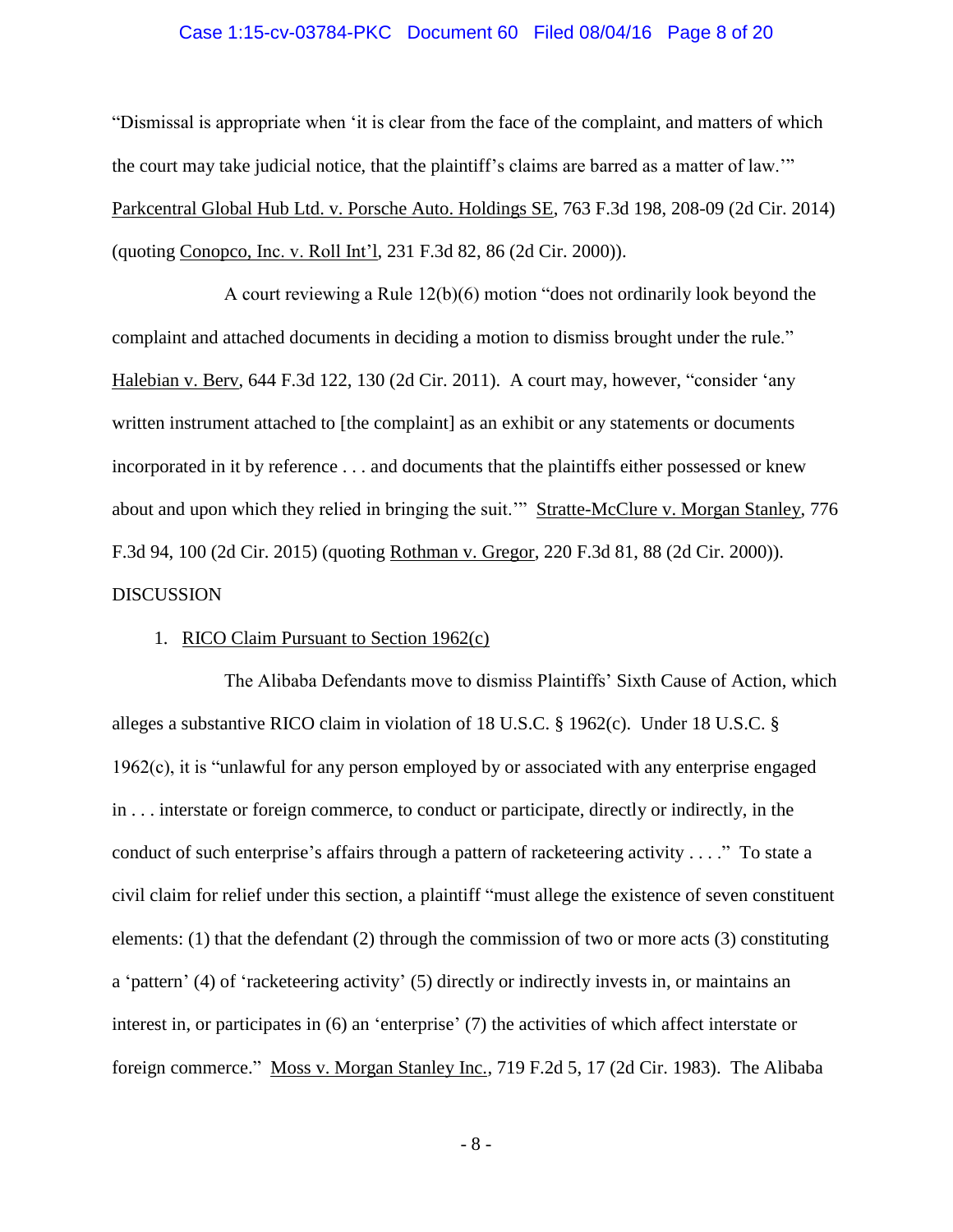"Dismissal is appropriate when 'it is clear from the face of the complaint, and matters of which the court may take judicial notice, that the plaintiff's claims are barred as a matter of law.'" Parkcentral Global Hub Ltd. v. Porsche Auto. Holdings SE, 763 F.3d 198, 208-09 (2d Cir. 2014) (quoting Conopco, Inc. v. Roll Int'l, 231 F.3d 82, 86 (2d Cir. 2000)).

A court reviewing a Rule 12(b)(6) motion "does not ordinarily look beyond the complaint and attached documents in deciding a motion to dismiss brought under the rule." Halebian v. Berv, 644 F.3d 122, 130 (2d Cir. 2011). A court may, however, "consider 'any written instrument attached to [the complaint] as an exhibit or any statements or documents incorporated in it by reference . . . and documents that the plaintiffs either possessed or knew about and upon which they relied in bringing the suit.'" Stratte-McClure v. Morgan Stanley, 776 F.3d 94, 100 (2d Cir. 2015) (quoting Rothman v. Gregor, 220 F.3d 81, 88 (2d Cir. 2000)).

DISCUSSION

1. RICO Claim Pursuant to Section 1962(c)

The Alibaba Defendants move to dismiss Plaintiffs' Sixth Cause of Action, which alleges a substantive RICO claim in violation of 18 U.S.C. § 1962(c). Under 18 U.S.C. § 1962(c), it is "unlawful for any person employed by or associated with any enterprise engaged in . . . interstate or foreign commerce, to conduct or participate, directly or indirectly, in the conduct of such enterprise's affairs through a pattern of racketeering activity . . . ." To state a civil claim for relief under this section, a plaintiff "must allege the existence of seven constituent elements: (1) that the defendant (2) through the commission of two or more acts (3) constituting a 'pattern' (4) of 'racketeering activity' (5) directly or indirectly invests in, or maintains an interest in, or participates in (6) an 'enterprise' (7) the activities of which affect interstate or foreign commerce." Moss v. Morgan Stanley Inc., 719 F.2d 5, 17 (2d Cir. 1983). The Alibaba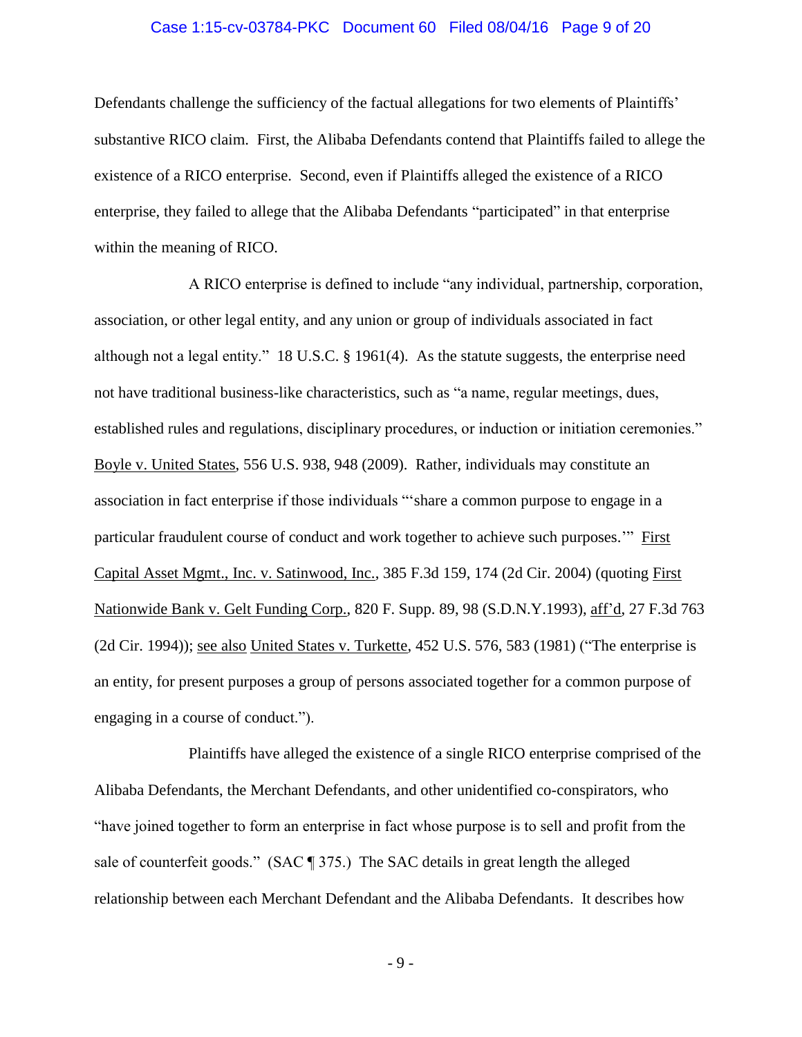Defendants challenge the sufficiency of the factual allegations for two elements of Plaintiffs' substantive RICO claim. First, the Alibaba Defendants contend that Plaintiffs failed to allege the existence of a RICO enterprise. Second, even if Plaintiffs alleged the existence of a RICO enterprise, they failed to allege that the Alibaba Defendants "participated" in that enterprise within the meaning of RICO.

A RICO enterprise is defined to include "any individual, partnership, corporation, association, or other legal entity, and any union or group of individuals associated in fact although not a legal entity." 18 U.S.C. § 1961(4). As the statute suggests, the enterprise need not have traditional business-like characteristics, such as "a name, regular meetings, dues, established rules and regulations, disciplinary procedures, or induction or initiation ceremonies." Boyle v. United States, 556 U.S. 938, 948 (2009). Rather, individuals may constitute an association in fact enterprise if those individuals "'share a common purpose to engage in a particular fraudulent course of conduct and work together to achieve such purposes.'" First Capital Asset Mgmt., Inc. v. Satinwood, Inc., 385 F.3d 159, 174 (2d Cir. 2004) (quoting First Nationwide Bank v. Gelt Funding Corp., 820 F. Supp. 89, 98 (S.D.N.Y.1993), aff'd, 27 F.3d 763 (2d Cir. 1994)); see also United States v. Turkette, 452 U.S. 576, 583 (1981) ("The enterprise is an entity, for present purposes a group of persons associated together for a common purpose of engaging in a course of conduct.").

Plaintiffs have alleged the existence of a single RICO enterprise comprised of the Alibaba Defendants, the Merchant Defendants, and other unidentified co-conspirators, who "have joined together to form an enterprise in fact whose purpose is to sell and profit from the sale of counterfeit goods." (SAC ¶ 375.) The SAC details in great length the alleged relationship between each Merchant Defendant and the Alibaba Defendants. It describes how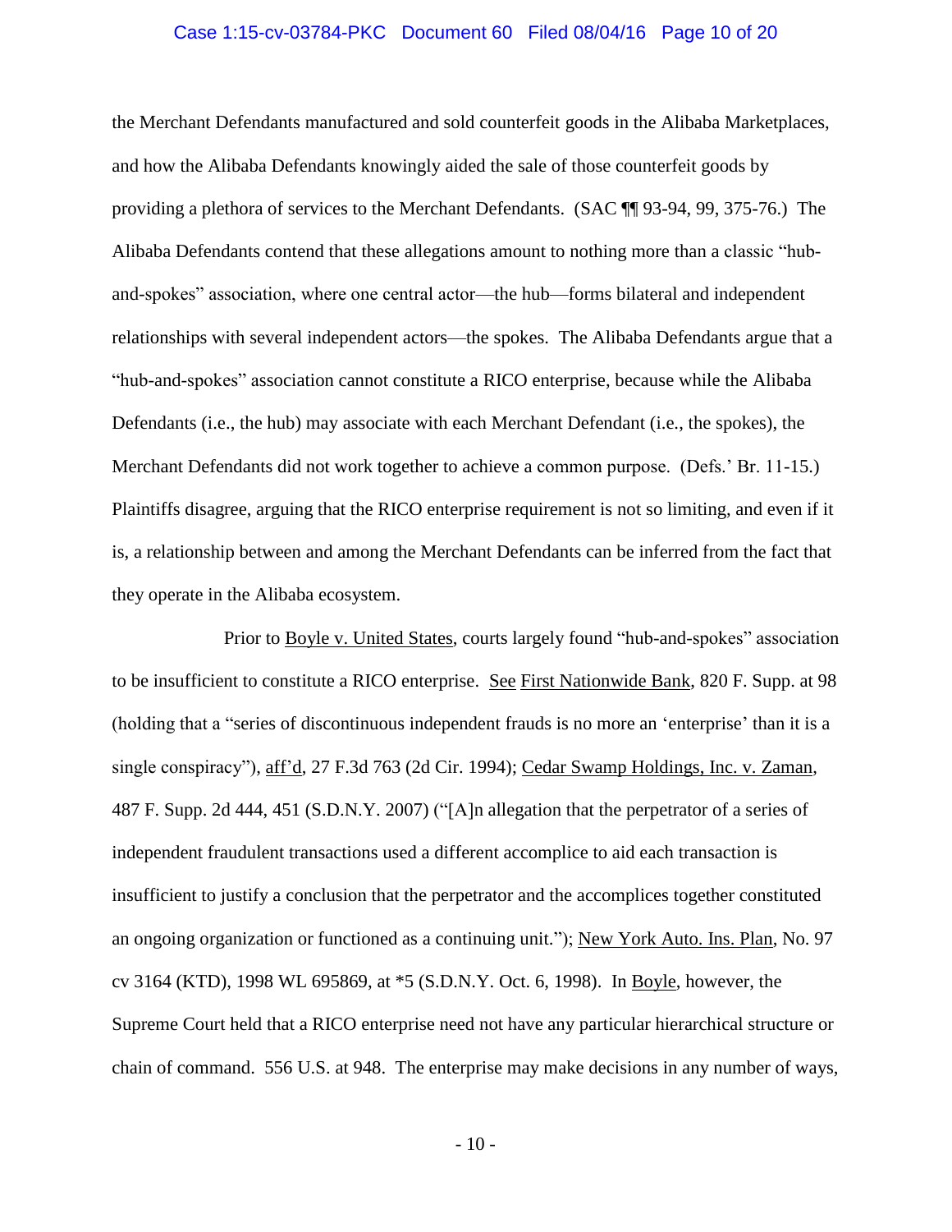the Merchant Defendants manufactured and sold counterfeit goods in the Alibaba Marketplaces, and how the Alibaba Defendants knowingly aided the sale of those counterfeit goods by providing a plethora of services to the Merchant Defendants. (SAC ¶¶ 93-94, 99, 375-76.) The Alibaba Defendants contend that these allegations amount to nothing more than a classic "hub-and-spokes" association, where one central actor—the hub—forms bilateral and independent relationships with several independent actors—the spokes. The Alibaba Defendants argue that a "hub-and-spokes" association cannot constitute a RICO enterprise, because while the Alibaba Defendants (i.e., the hub) may associate with each Merchant Defendant (i.e., the spokes), the Merchant Defendants did not work together to achieve a common purpose. (Defs.' Br. 11-15.) Plaintiffs disagree, arguing that the RICO enterprise requirement is not so limiting, and even if it is, a relationship between and among the Merchant Defendants can be inferred from the fact that they operate in the Alibaba ecosystem.

Prior to Boyle v. United States, courts largely found "hub-and-spokes" association to be insufficient to constitute a RICO enterprise. See First Nationwide Bank, 820 F. Supp. at 98 (holding that a "series of discontinuous independent frauds is no more an 'enterprise' than it is a single conspiracy"), aff'd, 27 F.3d 763 (2d Cir. 1994); Cedar Swamp Holdings, Inc. v. Zaman, 487 F. Supp. 2d 444, 451 (S.D.N.Y. 2007) ("[A]n allegation that the perpetrator of a series of independent fraudulent transactions used a different accomplice to aid each transaction is insufficient to justify a conclusion that the perpetrator and the accomplices together constituted an ongoing organization or functioned as a continuing unit."); New York Auto. Ins. Plan, No. 97 cv 3164 (KTD), 1998 WL 695869, at *5 (S.D.N.Y. Oct. 6, 1998). In Boyle, however, the Supreme Court held that a RICO enterprise need not have any particular hierarchical structure or chain of command. 556 U.S. at 948. The enterprise may make decisions in any number of ways,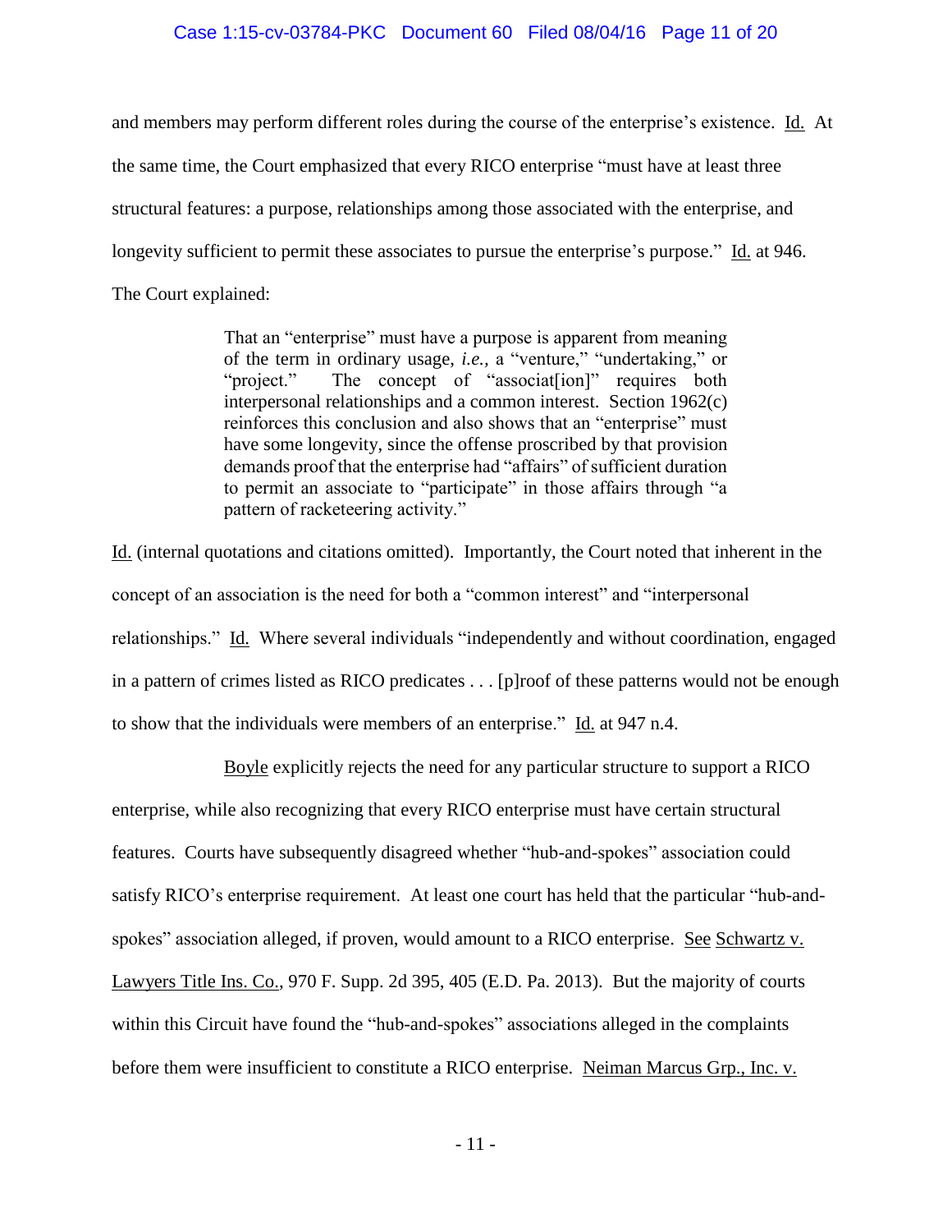and members may perform different roles during the course of the enterprise's existence. Id. At the same time, the Court emphasized that every RICO enterprise "must have at least three structural features: a purpose, relationships among those associated with the enterprise, and longevity sufficient to permit these associates to pursue the enterprise's purpose." Id. at 946. The Court explained:

> That an "enterprise" must have a purpose is apparent from meaning of the term in ordinary usage, *i.e.,* a "venture," "undertaking," or "project." The concept of "associat[ion]" requires both interpersonal relationships and a common interest. Section 1962(c) reinforces this conclusion and also shows that an "enterprise" must have some longevity, since the offense proscribed by that provision demands proof that the enterprise had "affairs" of sufficient duration to permit an associate to "participate" in those affairs through "a pattern of racketeering activity."

Id. (internal quotations and citations omitted). Importantly, the Court noted that inherent in the concept of an association is the need for both a "common interest" and "interpersonal relationships." Id. Where several individuals "independently and without coordination, engaged in a pattern of crimes listed as RICO predicates . . . [p]roof of these patterns would not be enough to show that the individuals were members of an enterprise." Id. at 947 n.4.

Boyle explicitly rejects the need for any particular structure to support a RICO enterprise, while also recognizing that every RICO enterprise must have certain structural features. Courts have subsequently disagreed whether "hub-and-spokes" association could satisfy RICO's enterprise requirement. At least one court has held that the particular "hub-and-spokes" association alleged, if proven, would amount to a RICO enterprise. See Schwartz v. Lawyers Title Ins. Co., 970 F. Supp. 2d 395, 405 (E.D. Pa. 2013). But the majority of courts within this Circuit have found the "hub-and-spokes" associations alleged in the complaints before them were insufficient to constitute a RICO enterprise. Neiman Marcus Grp., Inc. v.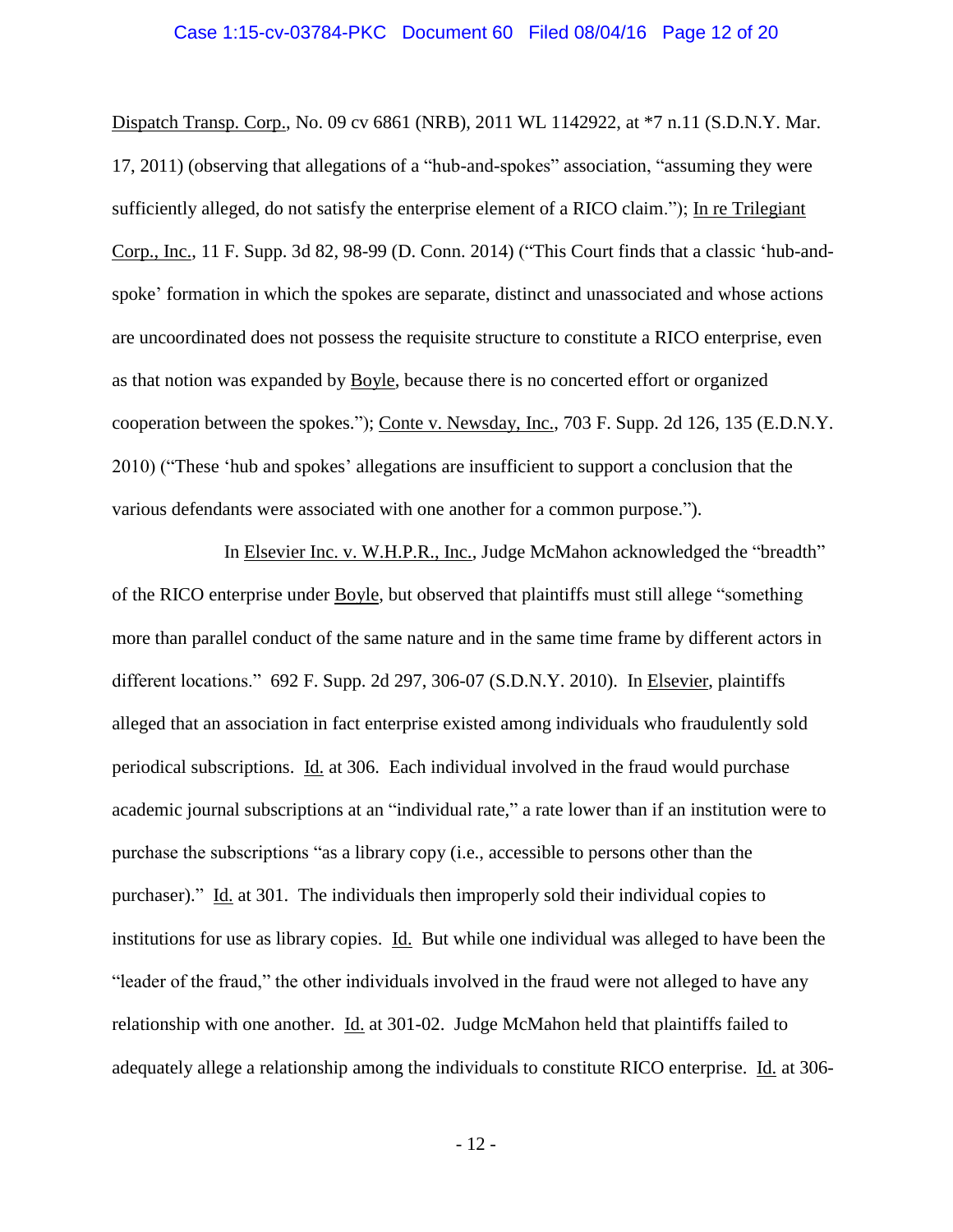Dispatch Transp. Corp., No. 09 cv 6861 (NRB), 2011 WL 1142922, at *7 n.11 (S.D.N.Y. Mar. 17, 2011) (observing that allegations of a "hub-and-spokes" association, "assuming they were sufficiently alleged, do not satisfy the enterprise element of a RICO claim."); In re Trilegiant Corp., Inc., 11 F. Supp. 3d 82, 98-99 (D. Conn. 2014) ("This Court finds that a classic 'hub-and-spoke' formation in which the spokes are separate, distinct and unassociated and whose actions are uncoordinated does not possess the requisite structure to constitute a RICO enterprise, even as that notion was expanded by Boyle, because there is no concerted effort or organized cooperation between the spokes."); Conte v. Newsday, Inc., 703 F. Supp. 2d 126, 135 (E.D.N.Y. 2010) ("These 'hub and spokes' allegations are insufficient to support a conclusion that the various defendants were associated with one another for a common purpose.").

In Elsevier Inc. v. W.H.P.R., Inc., Judge McMahon acknowledged the "breadth" of the RICO enterprise under Boyle, but observed that plaintiffs must still allege "something more than parallel conduct of the same nature and in the same time frame by different actors in different locations." 692 F. Supp. 2d 297, 306-07 (S.D.N.Y. 2010). In Elsevier, plaintiffs alleged that an association in fact enterprise existed among individuals who fraudulently sold periodical subscriptions. Id. at 306. Each individual involved in the fraud would purchase academic journal subscriptions at an "individual rate," a rate lower than if an institution were to purchase the subscriptions "as a library copy (i.e., accessible to persons other than the purchaser)." Id. at 301. The individuals then improperly sold their individual copies to institutions for use as library copies. Id. But while one individual was alleged to have been the "leader of the fraud," the other individuals involved in the fraud were not alleged to have any relationship with one another. Id. at 301-02. Judge McMahon held that plaintiffs failed to adequately allege a relationship among the individuals to constitute RICO enterprise. Id. at 306-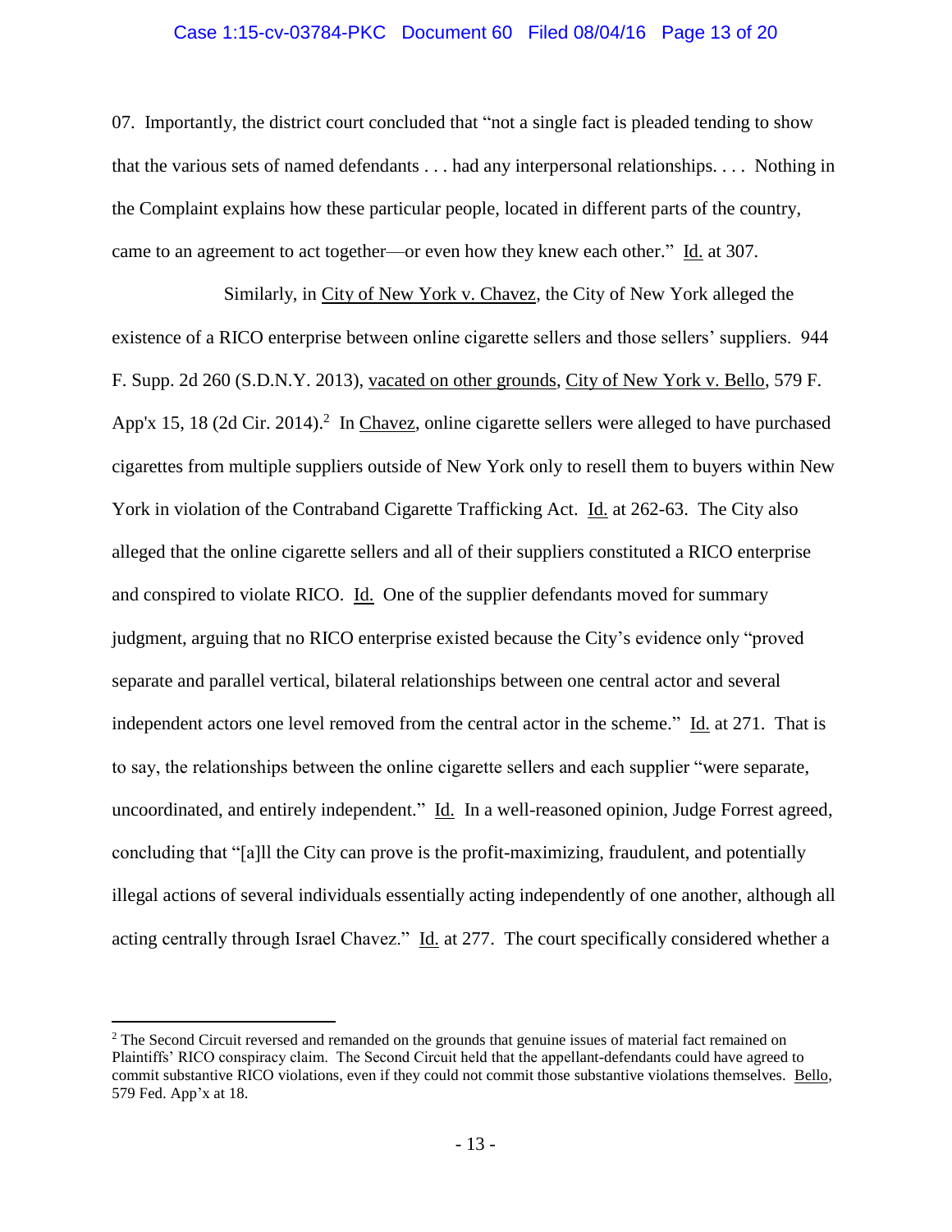07. Importantly, the district court concluded that "not a single fact is pleaded tending to show that the various sets of named defendants . . . had any interpersonal relationships. . . . Nothing in the Complaint explains how these particular people, located in different parts of the country, came to an agreement to act together—or even how they knew each other." Id. at 307.

Similarly, in City of New York v. Chavez, the City of New York alleged the existence of a RICO enterprise between online cigarette sellers and those sellers' suppliers. 944 F. Supp. 2d 260 (S.D.N.Y. 2013), vacated on other grounds, City of New York v. Bello, 579 F. App'x 15, 18 (2d Cir. 2014).[2] In Chavez, online cigarette sellers were alleged to have purchased cigarettes from multiple suppliers outside of New York only to resell them to buyers within New York in violation of the Contraband Cigarette Trafficking Act. Id. at 262-63. The City also alleged that the online cigarette sellers and all of their suppliers constituted a RICO enterprise and conspired to violate RICO. Id. One of the supplier defendants moved for summary judgment, arguing that no RICO enterprise existed because the City's evidence only "proved separate and parallel vertical, bilateral relationships between one central actor and several independent actors one level removed from the central actor in the scheme." Id. at 271. That is to say, the relationships between the online cigarette sellers and each supplier "were separate, uncoordinated, and entirely independent." Id. In a well-reasoned opinion, Judge Forrest agreed, concluding that "[a]ll the City can prove is the profit-maximizing, fraudulent, and potentially illegal actions of several individuals essentially acting independently of one another, although all acting centrally through Israel Chavez." Id. at 277. The court specifically considered whether a

---

[2] The Second Circuit reversed and remanded on the grounds that genuine issues of material fact remained on Plaintiffs' RICO conspiracy claim. The Second Circuit held that the appellant-defendants could have agreed to commit substantive RICO violations, even if they could not commit those substantive violations themselves. Bello, 579 Fed. App'x at 18.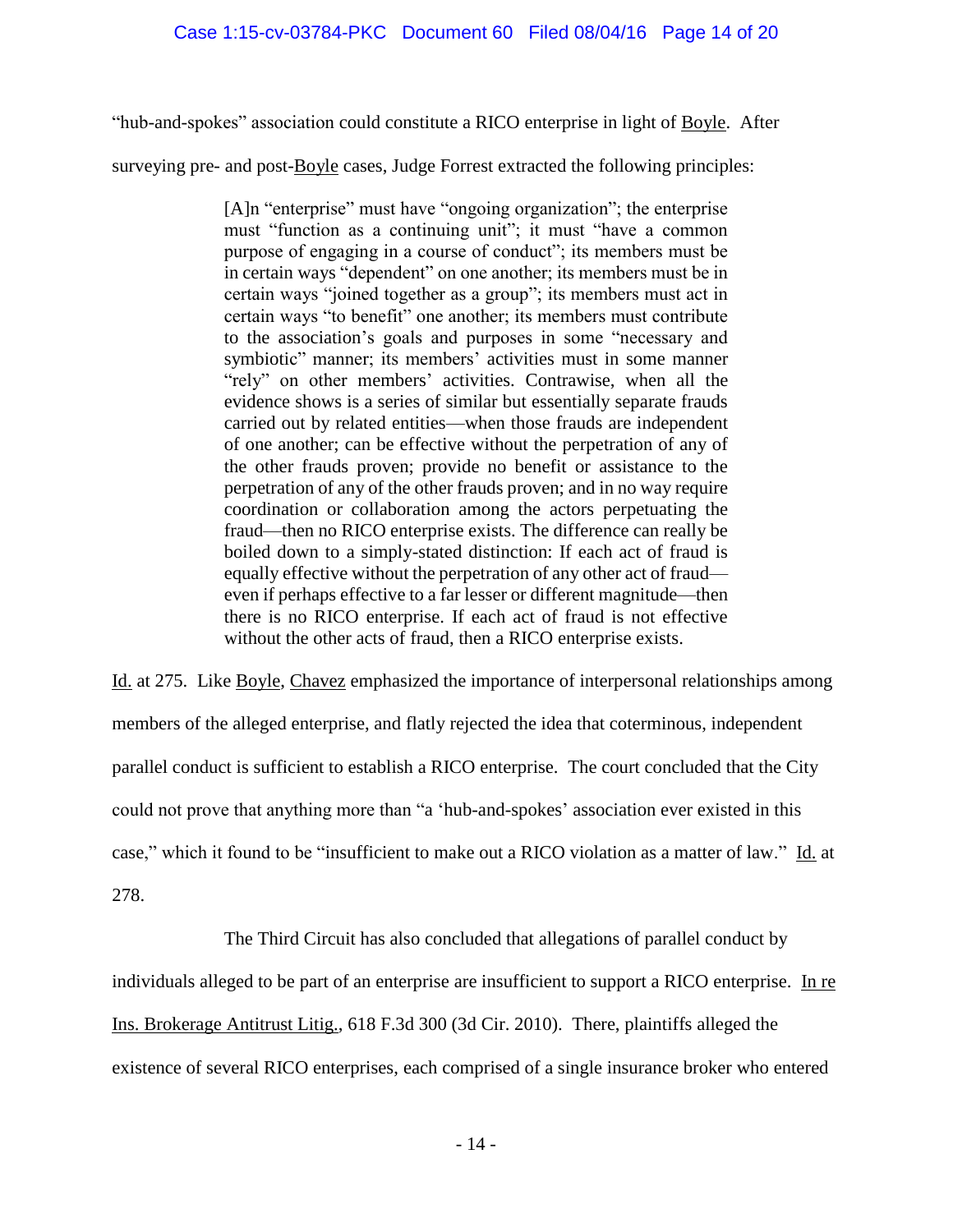"hub-and-spokes" association could constitute a RICO enterprise in light of Boyle. After surveying pre- and post-Boyle cases, Judge Forrest extracted the following principles:

> [A]n "enterprise" must have "ongoing organization"; the enterprise must "function as a continuing unit"; it must "have a common purpose of engaging in a course of conduct"; its members must be in certain ways "dependent" on one another; its members must be in certain ways "joined together as a group"; its members must act in certain ways "to benefit" one another; its members must contribute to the association's goals and purposes in some "necessary and symbiotic" manner; its members' activities must in some manner "rely" on other members' activities. Contrawise, when all the evidence shows is a series of similar but essentially separate frauds carried out by related entities—when those frauds are independent of one another; can be effective without the perpetration of any of the other frauds proven; provide no benefit or assistance to the perpetration of any of the other frauds proven; and in no way require coordination or collaboration among the actors perpetuating the fraud—then no RICO enterprise exists. The difference can really be boiled down to a simply-stated distinction: If each act of fraud is equally effective without the perpetration of any other act of fraud—even if perhaps effective to a far lesser or different magnitude—then there is no RICO enterprise. If each act of fraud is not effective without the other acts of fraud, then a RICO enterprise exists.

Id. at 275. Like Boyle, Chavez emphasized the importance of interpersonal relationships among members of the alleged enterprise, and flatly rejected the idea that coterminous, independent parallel conduct is sufficient to establish a RICO enterprise. The court concluded that the City could not prove that anything more than "a 'hub-and-spokes' association ever existed in this case," which it found to be "insufficient to make out a RICO violation as a matter of law." Id. at 278.

The Third Circuit has also concluded that allegations of parallel conduct by individuals alleged to be part of an enterprise are insufficient to support a RICO enterprise. In re Ins. Brokerage Antitrust Litig., 618 F.3d 300 (3d Cir. 2010). There, plaintiffs alleged the existence of several RICO enterprises, each comprised of a single insurance broker who entered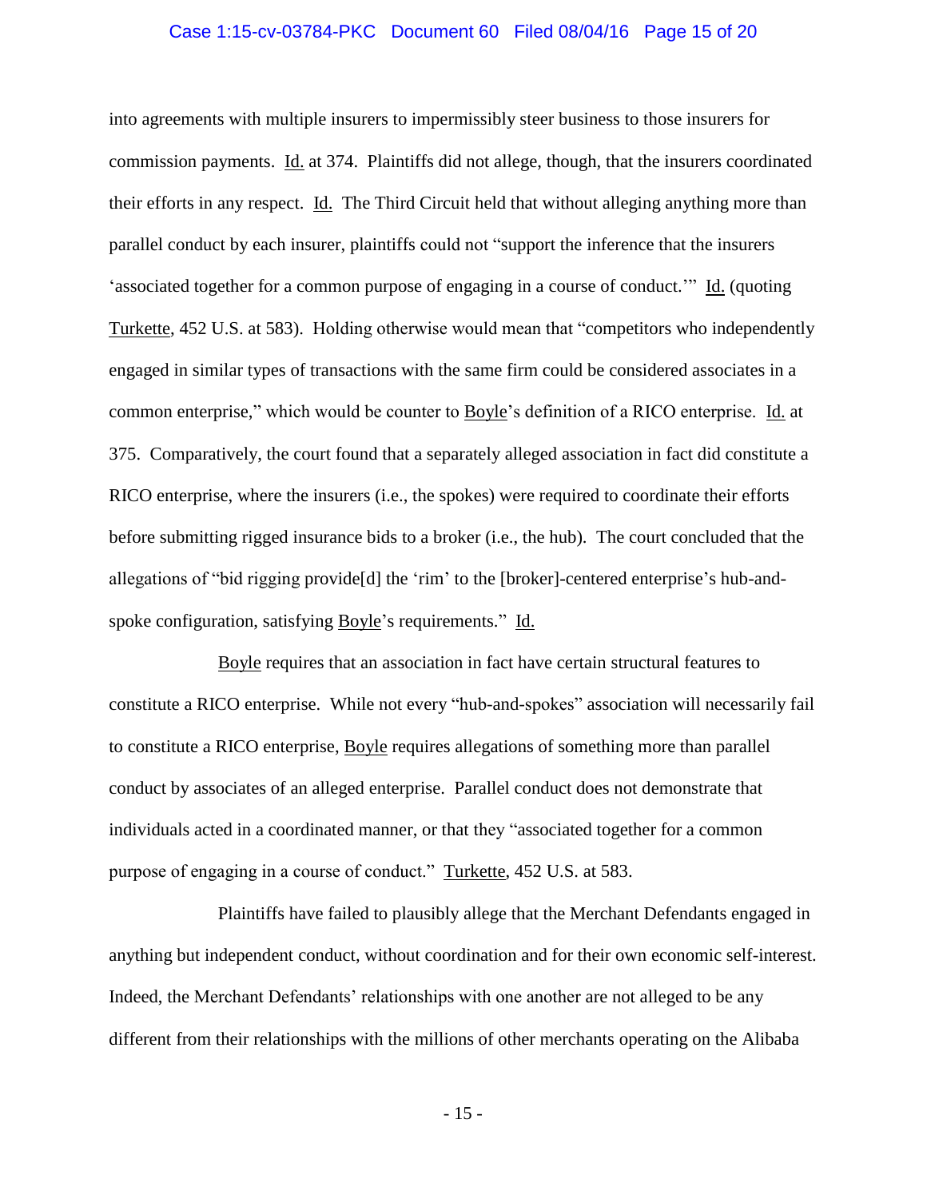into agreements with multiple insurers to impermissibly steer business to those insurers for commission payments. Id. at 374. Plaintiffs did not allege, though, that the insurers coordinated their efforts in any respect. Id. The Third Circuit held that without alleging anything more than parallel conduct by each insurer, plaintiffs could not "support the inference that the insurers 'associated together for a common purpose of engaging in a course of conduct.'" Id. (quoting Turkette, 452 U.S. at 583). Holding otherwise would mean that "competitors who independently engaged in similar types of transactions with the same firm could be considered associates in a common enterprise," which would be counter to Boyle's definition of a RICO enterprise. Id. at 375. Comparatively, the court found that a separately alleged association in fact did constitute a RICO enterprise, where the insurers (i.e., the spokes) were required to coordinate their efforts before submitting rigged insurance bids to a broker (i.e., the hub). The court concluded that the allegations of "bid rigging provide[d] the 'rim' to the [broker]-centered enterprise's hub-and-spoke configuration, satisfying Boyle's requirements." Id.

Boyle requires that an association in fact have certain structural features to constitute a RICO enterprise. While not every "hub-and-spokes" association will necessarily fail to constitute a RICO enterprise, Boyle requires allegations of something more than parallel conduct by associates of an alleged enterprise. Parallel conduct does not demonstrate that individuals acted in a coordinated manner, or that they "associated together for a common purpose of engaging in a course of conduct." Turkette, 452 U.S. at 583.

Plaintiffs have failed to plausibly allege that the Merchant Defendants engaged in anything but independent conduct, without coordination and for their own economic self-interest. Indeed, the Merchant Defendants' relationships with one another are not alleged to be any different from their relationships with the millions of other merchants operating on the Alibaba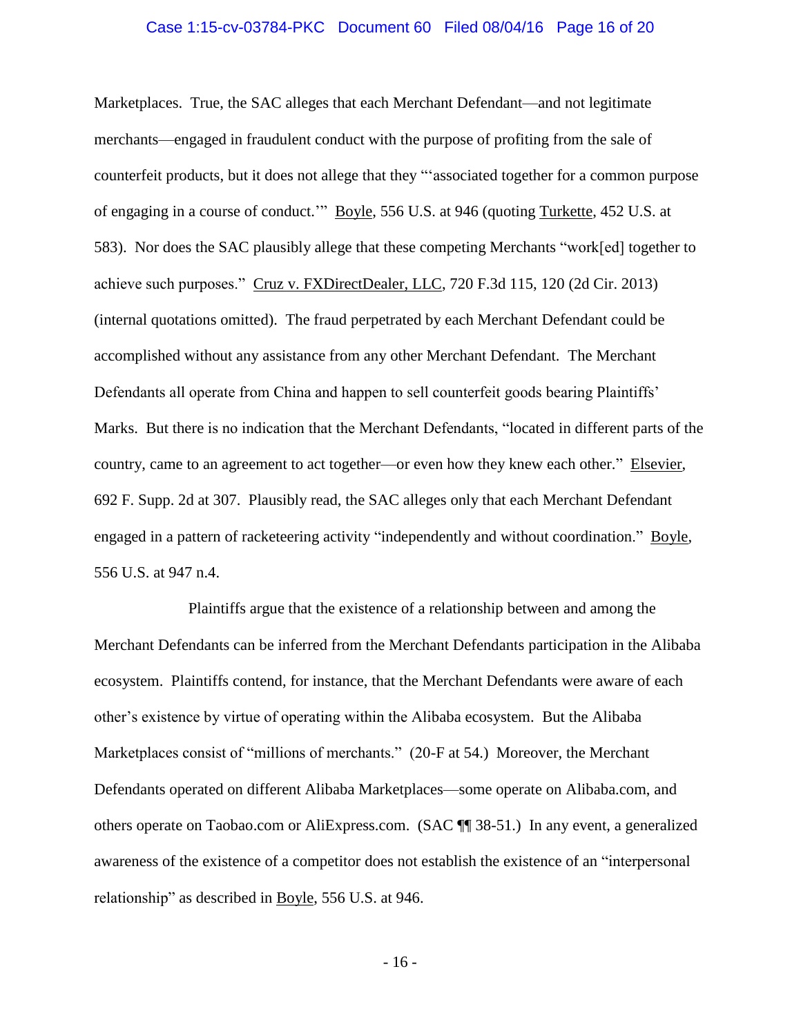Marketplaces. True, the SAC alleges that each Merchant Defendant—and not legitimate merchants—engaged in fraudulent conduct with the purpose of profiting from the sale of counterfeit products, but it does not allege that they "'associated together for a common purpose of engaging in a course of conduct.'" Boyle, 556 U.S. at 946 (quoting Turkette, 452 U.S. at 583). Nor does the SAC plausibly allege that these competing Merchants "work[ed] together to achieve such purposes." Cruz v. FXDirectDealer, LLC, 720 F.3d 115, 120 (2d Cir. 2013) (internal quotations omitted). The fraud perpetrated by each Merchant Defendant could be accomplished without any assistance from any other Merchant Defendant. The Merchant Defendants all operate from China and happen to sell counterfeit goods bearing Plaintiffs' Marks. But there is no indication that the Merchant Defendants, "located in different parts of the country, came to an agreement to act together—or even how they knew each other." Elsevier, 692 F. Supp. 2d at 307. Plausibly read, the SAC alleges only that each Merchant Defendant engaged in a pattern of racketeering activity "independently and without coordination." Boyle, 556 U.S. at 947 n.4.

Plaintiffs argue that the existence of a relationship between and among the Merchant Defendants can be inferred from the Merchant Defendants participation in the Alibaba ecosystem. Plaintiffs contend, for instance, that the Merchant Defendants were aware of each other's existence by virtue of operating within the Alibaba ecosystem. But the Alibaba Marketplaces consist of "millions of merchants." (20-F at 54.) Moreover, the Merchant Defendants operated on different Alibaba Marketplaces—some operate on Alibaba.com, and others operate on Taobao.com or AliExpress.com. (SAC ¶¶ 38-51.) In any event, a generalized awareness of the existence of a competitor does not establish the existence of an "interpersonal relationship" as described in Boyle, 556 U.S. at 946.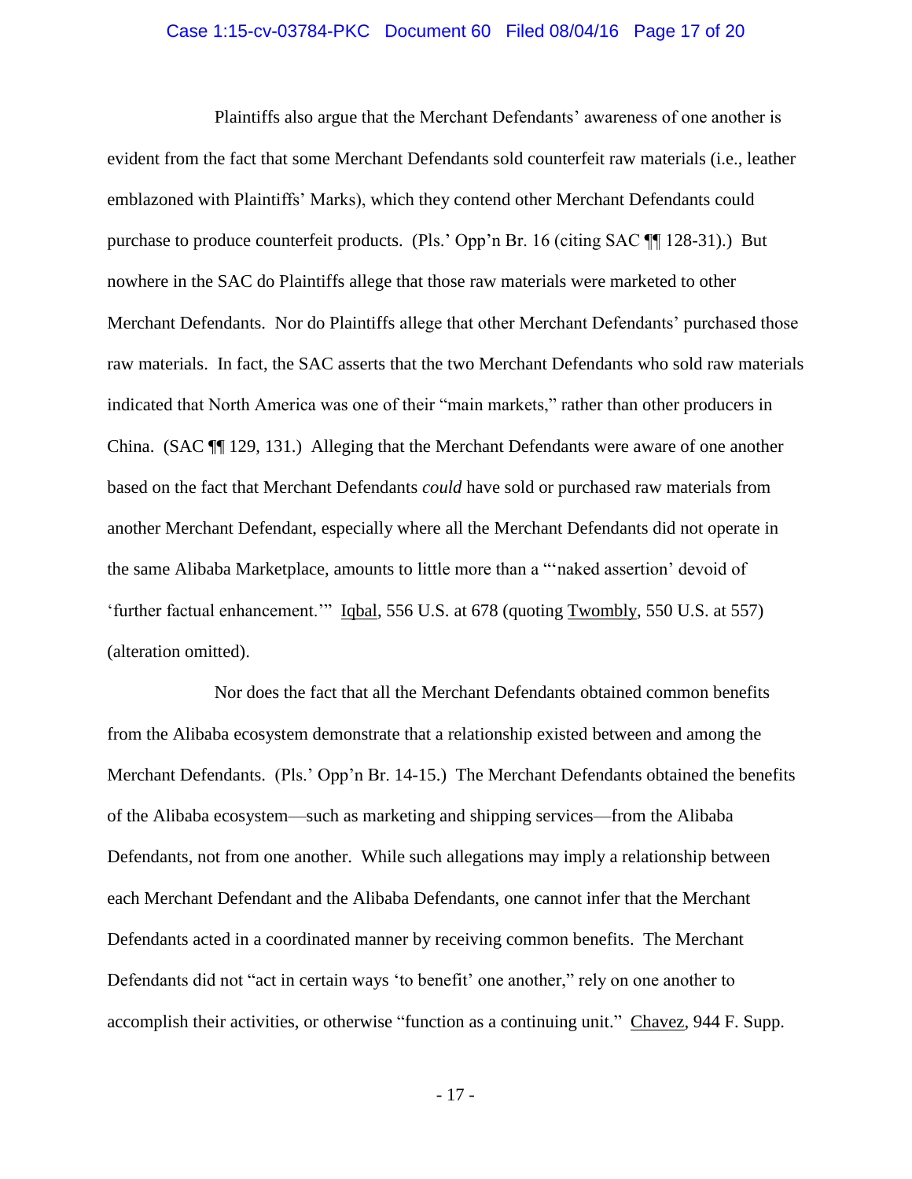Plaintiffs also argue that the Merchant Defendants' awareness of one another is evident from the fact that some Merchant Defendants sold counterfeit raw materials (i.e., leather emblazoned with Plaintiffs' Marks), which they contend other Merchant Defendants could purchase to produce counterfeit products. (Pls.' Opp'n Br. 16 (citing SAC ¶¶ 128-31).) But nowhere in the SAC do Plaintiffs allege that those raw materials were marketed to other Merchant Defendants. Nor do Plaintiffs allege that other Merchant Defendants' purchased those raw materials. In fact, the SAC asserts that the two Merchant Defendants who sold raw materials indicated that North America was one of their "main markets," rather than other producers in China. (SAC ¶¶ 129, 131.) Alleging that the Merchant Defendants were aware of one another based on the fact that Merchant Defendants *could* have sold or purchased raw materials from another Merchant Defendant, especially where all the Merchant Defendants did not operate in the same Alibaba Marketplace, amounts to little more than a "'naked assertion' devoid of 'further factual enhancement.'" Iqbal, 556 U.S. at 678 (quoting Twombly, 550 U.S. at 557) (alteration omitted).

Nor does the fact that all the Merchant Defendants obtained common benefits from the Alibaba ecosystem demonstrate that a relationship existed between and among the Merchant Defendants. (Pls.' Opp'n Br. 14-15.) The Merchant Defendants obtained the benefits of the Alibaba ecosystem—such as marketing and shipping services—from the Alibaba Defendants, not from one another. While such allegations may imply a relationship between each Merchant Defendant and the Alibaba Defendants, one cannot infer that the Merchant Defendants acted in a coordinated manner by receiving common benefits. The Merchant Defendants did not "act in certain ways 'to benefit' one another," rely on one another to accomplish their activities, or otherwise "function as a continuing unit." Chavez, 944 F. Supp.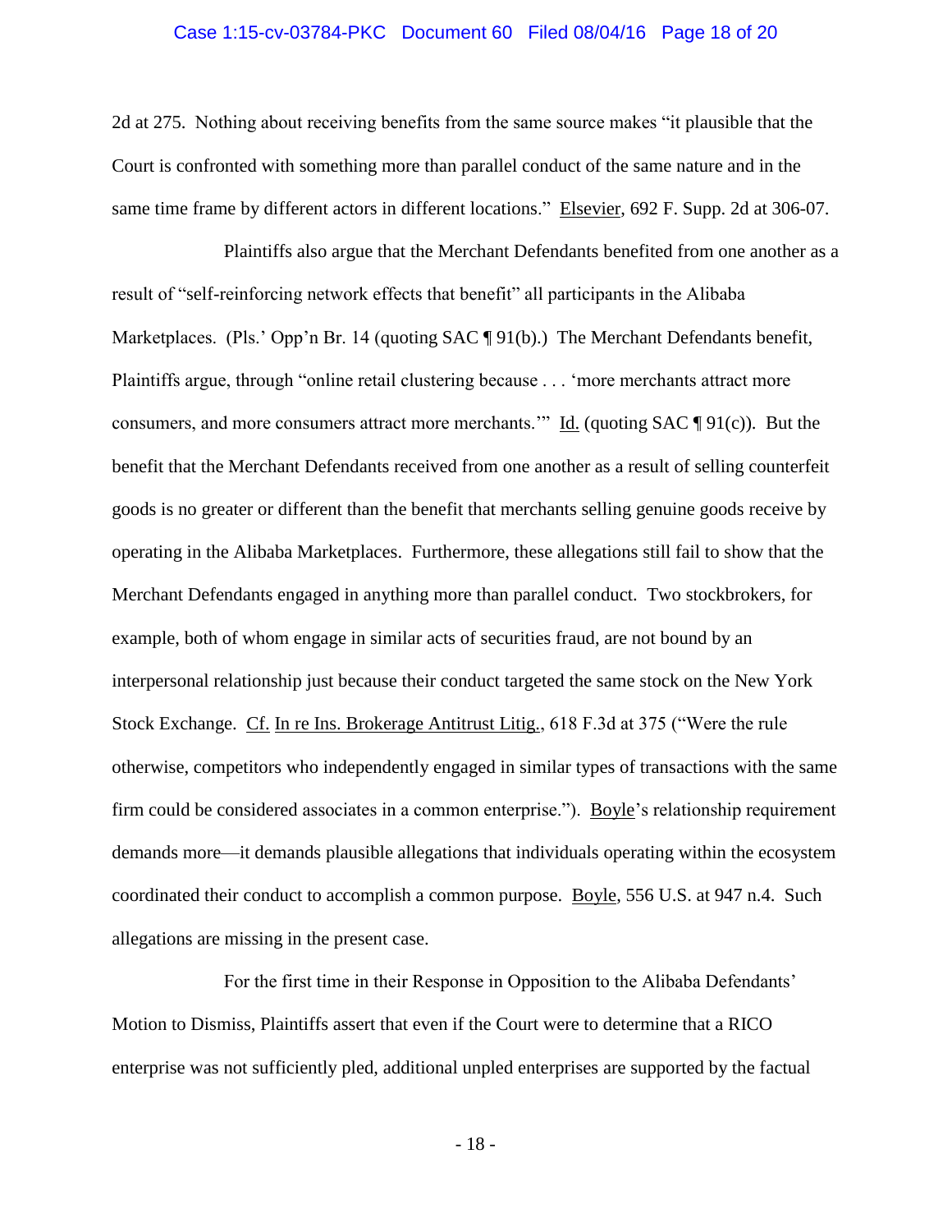2d at 275. Nothing about receiving benefits from the same source makes "it plausible that the Court is confronted with something more than parallel conduct of the same nature and in the same time frame by different actors in different locations." Elsevier, 692 F. Supp. 2d at 306-07.

Plaintiffs also argue that the Merchant Defendants benefited from one another as a result of "self-reinforcing network effects that benefit" all participants in the Alibaba Marketplaces. (Pls.' Opp'n Br. 14 (quoting SAC ¶ 91(b).) The Merchant Defendants benefit, Plaintiffs argue, through "online retail clustering because . . . 'more merchants attract more consumers, and more consumers attract more merchants.'" Id. (quoting SAC ¶ 91(c)). But the benefit that the Merchant Defendants received from one another as a result of selling counterfeit goods is no greater or different than the benefit that merchants selling genuine goods receive by operating in the Alibaba Marketplaces. Furthermore, these allegations still fail to show that the Merchant Defendants engaged in anything more than parallel conduct. Two stockbrokers, for example, both of whom engage in similar acts of securities fraud, are not bound by an interpersonal relationship just because their conduct targeted the same stock on the New York Stock Exchange. Cf. In re Ins. Brokerage Antitrust Litig., 618 F.3d at 375 ("Were the rule otherwise, competitors who independently engaged in similar types of transactions with the same firm could be considered associates in a common enterprise."). Boyle's relationship requirement demands more—it demands plausible allegations that individuals operating within the ecosystem coordinated their conduct to accomplish a common purpose. Boyle, 556 U.S. at 947 n.4. Such allegations are missing in the present case.

For the first time in their Response in Opposition to the Alibaba Defendants' Motion to Dismiss, Plaintiffs assert that even if the Court were to determine that a RICO enterprise was not sufficiently pled, additional unpled enterprises are supported by the factual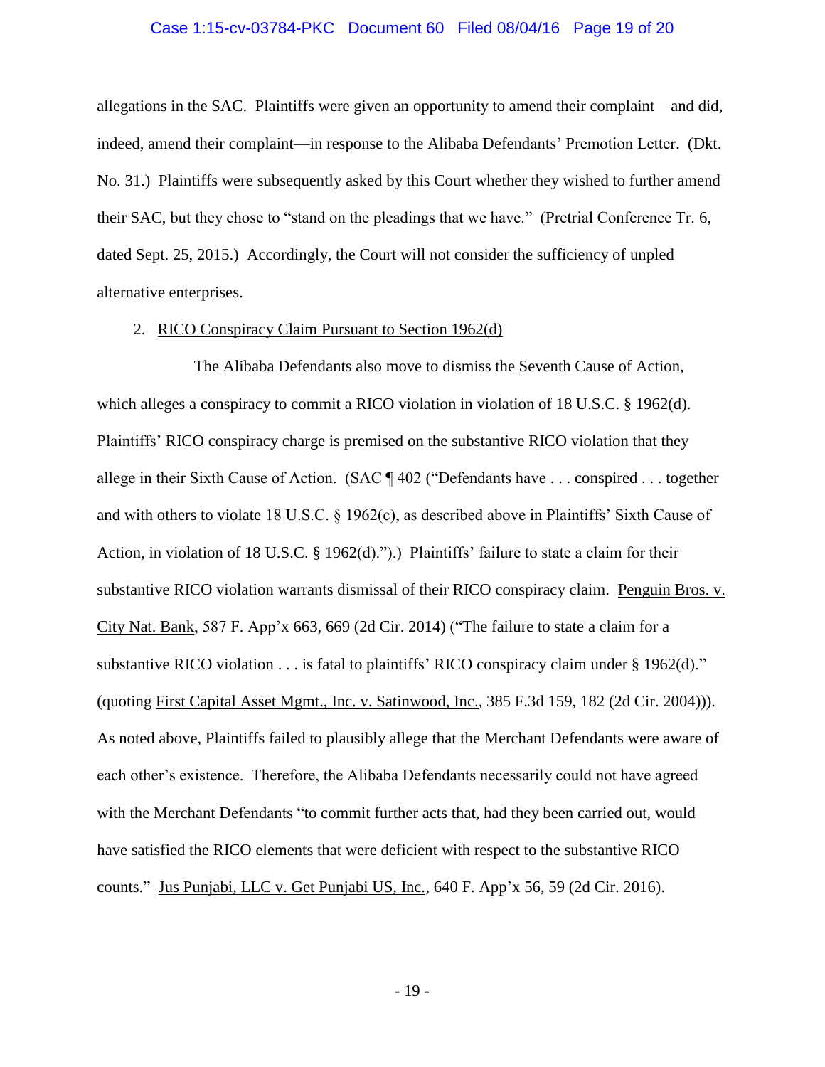allegations in the SAC. Plaintiffs were given an opportunity to amend their complaint—and did, indeed, amend their complaint—in response to the Alibaba Defendants' Premotion Letter. (Dkt. No. 31.) Plaintiffs were subsequently asked by this Court whether they wished to further amend their SAC, but they chose to "stand on the pleadings that we have." (Pretrial Conference Tr. 6, dated Sept. 25, 2015.) Accordingly, the Court will not consider the sufficiency of unpled alternative enterprises.

2. RICO Conspiracy Claim Pursuant to Section 1962(d)

The Alibaba Defendants also move to dismiss the Seventh Cause of Action, which alleges a conspiracy to commit a RICO violation in violation of 18 U.S.C. § 1962(d). Plaintiffs' RICO conspiracy charge is premised on the substantive RICO violation that they allege in their Sixth Cause of Action. (SAC ¶ 402 ("Defendants have . . . conspired . . . together and with others to violate 18 U.S.C. § 1962(c), as described above in Plaintiffs' Sixth Cause of Action, in violation of 18 U.S.C. § 1962(d).").) Plaintiffs' failure to state a claim for their substantive RICO violation warrants dismissal of their RICO conspiracy claim. Penguin Bros. v. City Nat. Bank, 587 F. App'x 663, 669 (2d Cir. 2014) ("The failure to state a claim for a substantive RICO violation . . . is fatal to plaintiffs' RICO conspiracy claim under § 1962(d)." (quoting First Capital Asset Mgmt., Inc. v. Satinwood, Inc., 385 F.3d 159, 182 (2d Cir. 2004))). As noted above, Plaintiffs failed to plausibly allege that the Merchant Defendants were aware of each other's existence. Therefore, the Alibaba Defendants necessarily could not have agreed with the Merchant Defendants "to commit further acts that, had they been carried out, would have satisfied the RICO elements that were deficient with respect to the substantive RICO counts." Jus Punjabi, LLC v. Get Punjabi US, Inc., 640 F. App'x 56, 59 (2d Cir. 2016).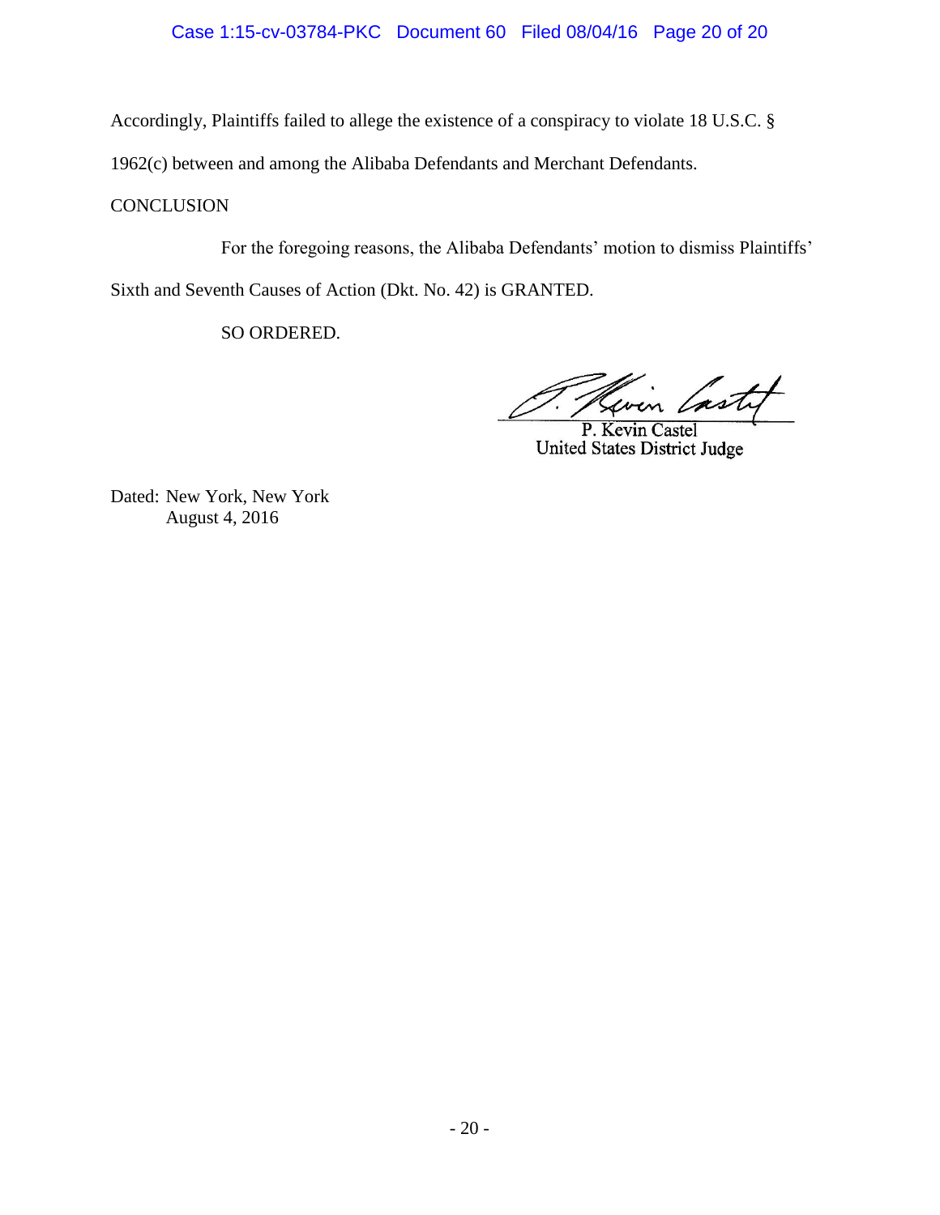Accordingly, Plaintiffs failed to allege the existence of a conspiracy to violate 18 U.S.C. § 1962(c) between and among the Alibaba Defendants and Merchant Defendants.

## CONCLUSION

For the foregoing reasons, the Alibaba Defendants' motion to dismiss Plaintiffs' Sixth and Seventh Causes of Action (Dkt. No. 42) is GRANTED.

SO ORDERED.

P. Kevin Castel
United States District Judge

Dated: New York, New York
August 4, 2016